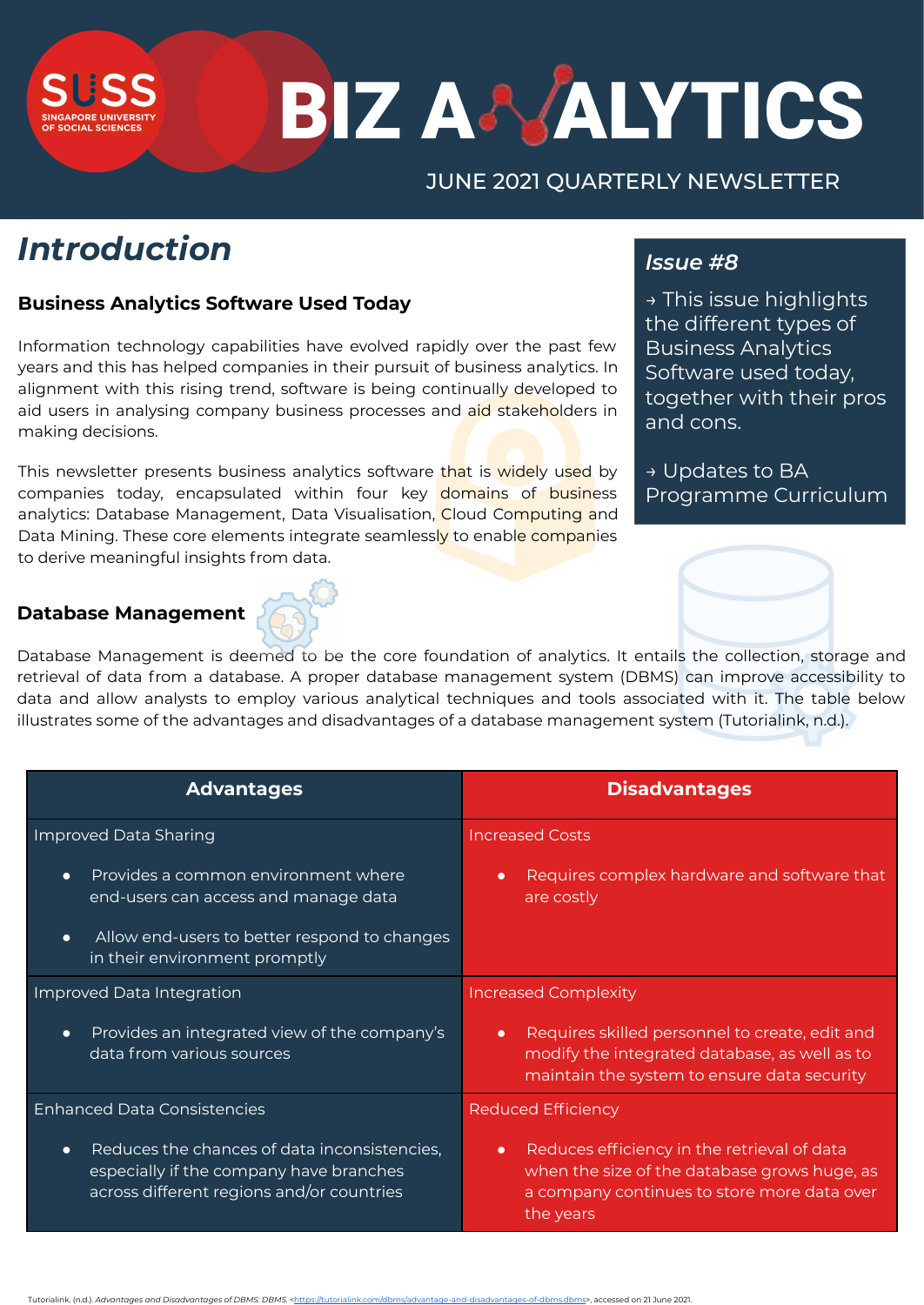# BIZ ANALYTICS

JUNE 2021 QUARTERLY NEWSLETTER

SUSS SINGAPORE UNIVERSITY OF SOCIAL SCIENCES

## Introduction

### Business Analytics Software Used Today

Information technology capabilities have evolved rapidly over the past few years and this has helped companies in their pursuit of business analytics. In alignment with this rising trend, software is being continually developed to aid users in analysing company business processes and aid stakeholders in making decisions.

This newsletter presents business analytics software that is widely used by companies today, encapsulated within four key domains of business analytics: Database Management, Data Visualisation, Cloud Computing and Data Mining. These core elements integrate seamlessly to enable companies to derive meaningful insights from data.

### *Issue #8*

→ This issue highlights the different types of Business Analytics Software used today, together with their pros and cons.

→ Updates to BA Programme Curriculum

### Database Management

Database Management is deemed to be the core foundation of analytics. It entails the collection, storage and retrieval of data from a database. A proper database management system (DBMS) can improve accessibility to data and allow analysts to employ various analytical techniques and tools associated with it. The table below illustrates some of the advantages and disadvantages of a database management system (Tutorialink, n.d.).

| Advantages | Disadvantages |
|---|---|
| Improved Data Sharing<br>• Provides a common environment where end-users can access and manage data<br>• Allow end-users to better respond to changes in their environment promptly | Increased Costs<br>• Requires complex hardware and software that are costly |
| Improved Data Integration<br>• Provides an integrated view of the company's data from various sources | Increased Complexity<br>• Requires skilled personnel to create, edit and modify the integrated database, as well as to maintain the system to ensure data security |
| Enhanced Data Consistencies<br>• Reduces the chances of data inconsistencies, especially if the company have branches across different regions and/or countries | Reduced Efficiency<br>• Reduces efficiency in the retrieval of data when the size of the database grows huge, as a company continues to store more data over the years |

Tutorialink. (n.d.). *Advantages and Disadvantages of DBMS: DBMS.* <https://tutorialink.com/dbms/advantage-and-disadvantages-of-dbms.dbms>, accessed on 21 June 2021.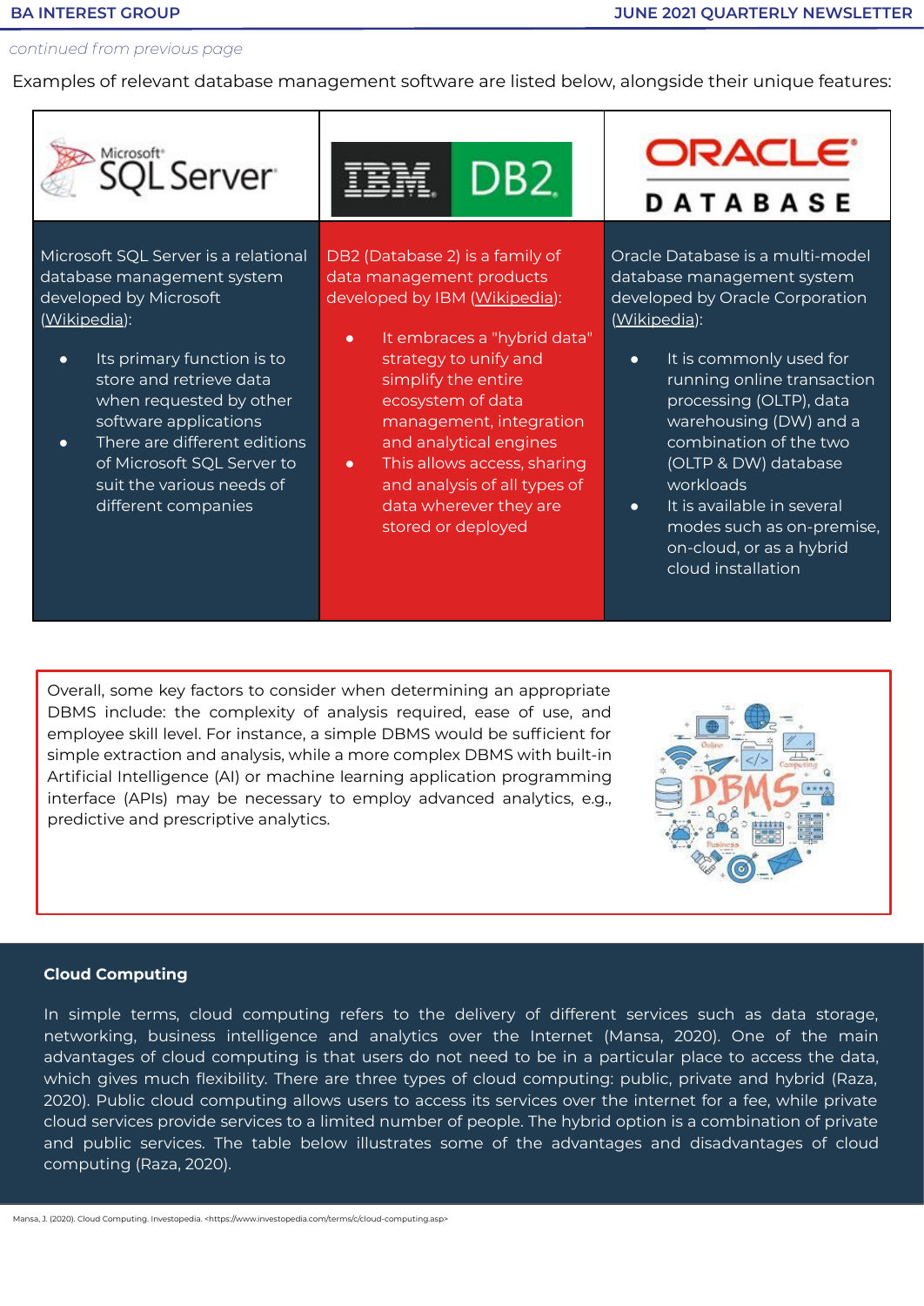*continued from previous page*

Examples of relevant database management software are listed below, alongside their unique features:

| Microsoft SQL Server | IBM DB2 | Oracle Database |
|---|---|---|
| Microsoft SQL Server is a relational database management system developed by Microsoft (Wikipedia):<br>• Its primary function is to store and retrieve data when requested by other software applications<br>• There are different editions of Microsoft SQL Server to suit the various needs of different companies | DB2 (Database 2) is a family of data management products developed by IBM (Wikipedia):<br>• It embraces a "hybrid data" strategy to unify and simplify the entire ecosystem of data management, integration and analytical engines<br>• This allows access, sharing and analysis of all types of data wherever they are stored or deployed | Oracle Database is a multi-model database management system developed by Oracle Corporation (Wikipedia):<br>• It is commonly used for running online transaction processing (OLTP), data warehousing (DW) and a combination of the two (OLTP & DW) database workloads<br>• It is available in several modes such as on-premise, on-cloud, or as a hybrid cloud installation |

Overall, some key factors to consider when determining an appropriate DBMS include: the complexity of analysis required, ease of use, and employee skill level. For instance, a simple DBMS would be sufficient for simple extraction and analysis, while a more complex DBMS with built-in Artificial Intelligence (AI) or machine learning application programming interface (APIs) may be necessary to employ advanced analytics, e.g., predictive and prescriptive analytics.

## Cloud Computing

In simple terms, cloud computing refers to the delivery of different services such as data storage, networking, business intelligence and analytics over the Internet (Mansa, 2020). One of the main advantages of cloud computing is that users do not need to be in a particular place to access the data, which gives much flexibility. There are three types of cloud computing: public, private and hybrid (Raza, 2020). Public cloud computing allows users to access its services over the internet for a fee, while private cloud services provide services to a limited number of people. The hybrid option is a combination of private and public services. The table below illustrates some of the advantages and disadvantages of cloud computing (Raza, 2020).

Mansa, J. (2020). Cloud Computing. Investopedia. <https://www.investopedia.com/terms/c/cloud-computing.asp>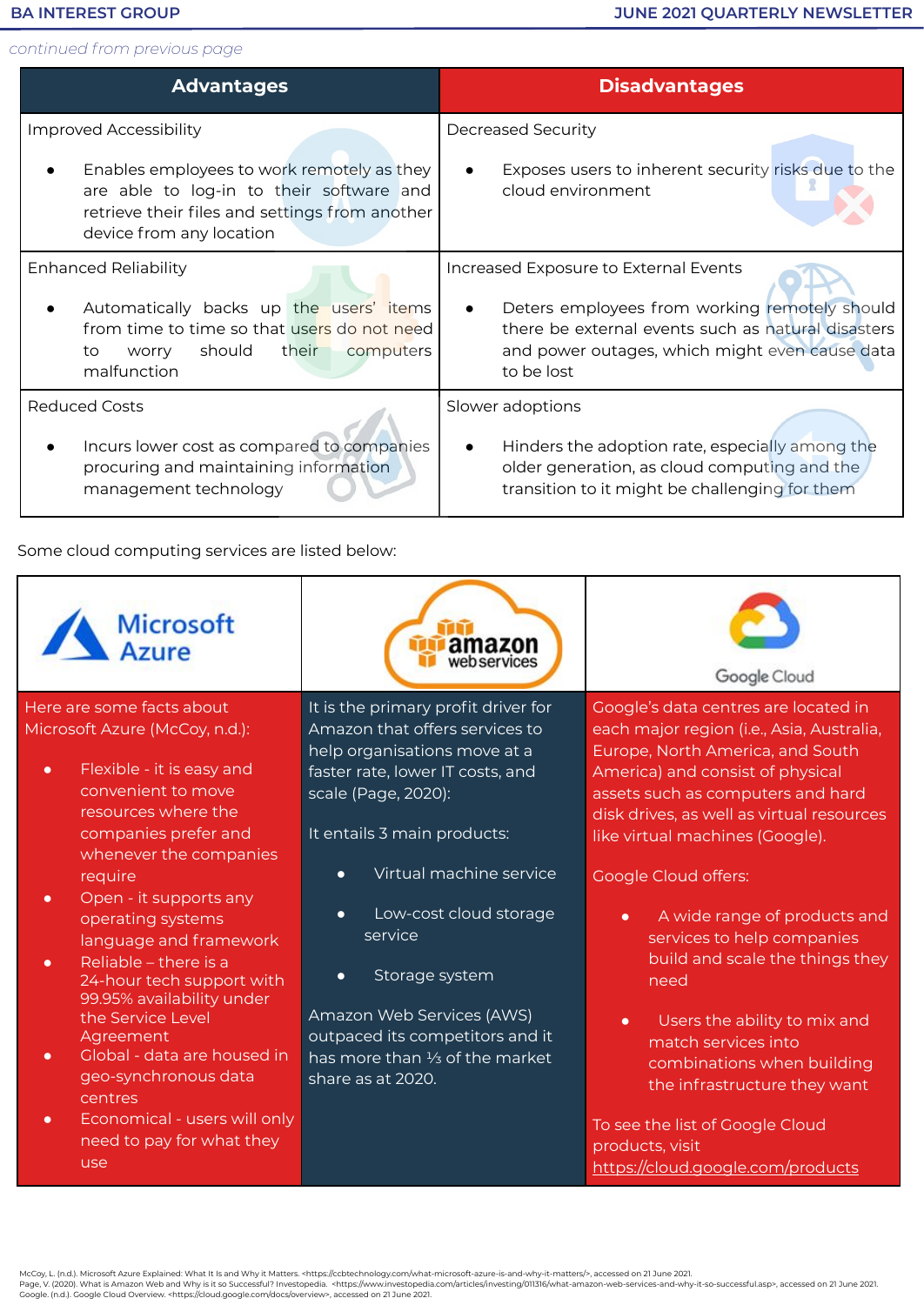*continued from previous page*

| Advantages | Disadvantages |
|---|---|
| Improved Accessibility<br><br>• Enables employees to work remotely as they are able to log-in to their software and retrieve their files and settings from another device from any location | Decreased Security<br><br>• Exposes users to inherent security risks due to the cloud environment |
| Enhanced Reliability<br><br>• Automatically backs up the users' items from time to time so that users do not need to worry should their computers malfunction | Increased Exposure to External Events<br><br>• Deters employees from working remotely should there be external events such as natural disasters and power outages, which might even cause data to be lost |
| Reduced Costs<br><br>• Incurs lower cost as compared to companies procuring and maintaining information management technology | Slower adoptions<br><br>• Hinders the adoption rate, especially among the older generation, as cloud computing and the transition to it might be challenging for them |

Some cloud computing services are listed below:

| Microsoft Azure | amazon webservices | Google Cloud |
|---|---|---|
| Here are some facts about Microsoft Azure (McCoy, n.d.):<br><br>• Flexible - it is easy and convenient to move resources where the companies prefer and whenever the companies require<br>• Open - it supports any operating systems language and framework<br>• Reliable – there is a 24-hour tech support with 99.95% availability under the Service Level Agreement<br>• Global - data are housed in geo-synchronous data centres<br>• Economical - users will only need to pay for what they use | It is the primary profit driver for Amazon that offers services to help organisations move at a faster rate, lower IT costs, and scale (Page, 2020):<br><br>It entails 3 main products:<br><br>• Virtual machine service<br>• Low-cost cloud storage service<br>• Storage system<br><br>Amazon Web Services (AWS) outpaced its competitors and it has more than ⅓ of the market share as at 2020. | Google's data centres are located in each major region (i.e., Asia, Australia, Europe, North America, and South America) and consist of physical assets such as computers and hard disk drives, as well as virtual resources like virtual machines (Google).<br><br>Google Cloud offers:<br><br>• A wide range of products and services to help companies build and scale the things they need<br>• Users the ability to mix and match services into combinations when building the infrastructure they want<br><br>To see the list of Google Cloud products, visit https://cloud.google.com/products |

McCoy, L. (n.d.). Microsoft Azure Explained: What It Is and Why it Matters. <https://ccbtechnology.com/what-microsoft-azure-is-and-why-it-matters/>, accessed on 21 June 2021.
Page, V. (2020). What is Amazon Web and Why is it so Successful? Investopedia. <https://www.investopedia.com/articles/investing/011316/what-amazon-web-services-and-why-it-so-successful.asp>, accessed on 21 June 2021.
Google. (n.d.). Google Cloud Overview. <https://cloud.google.com/docs/overview>, accessed on 21 June 2021.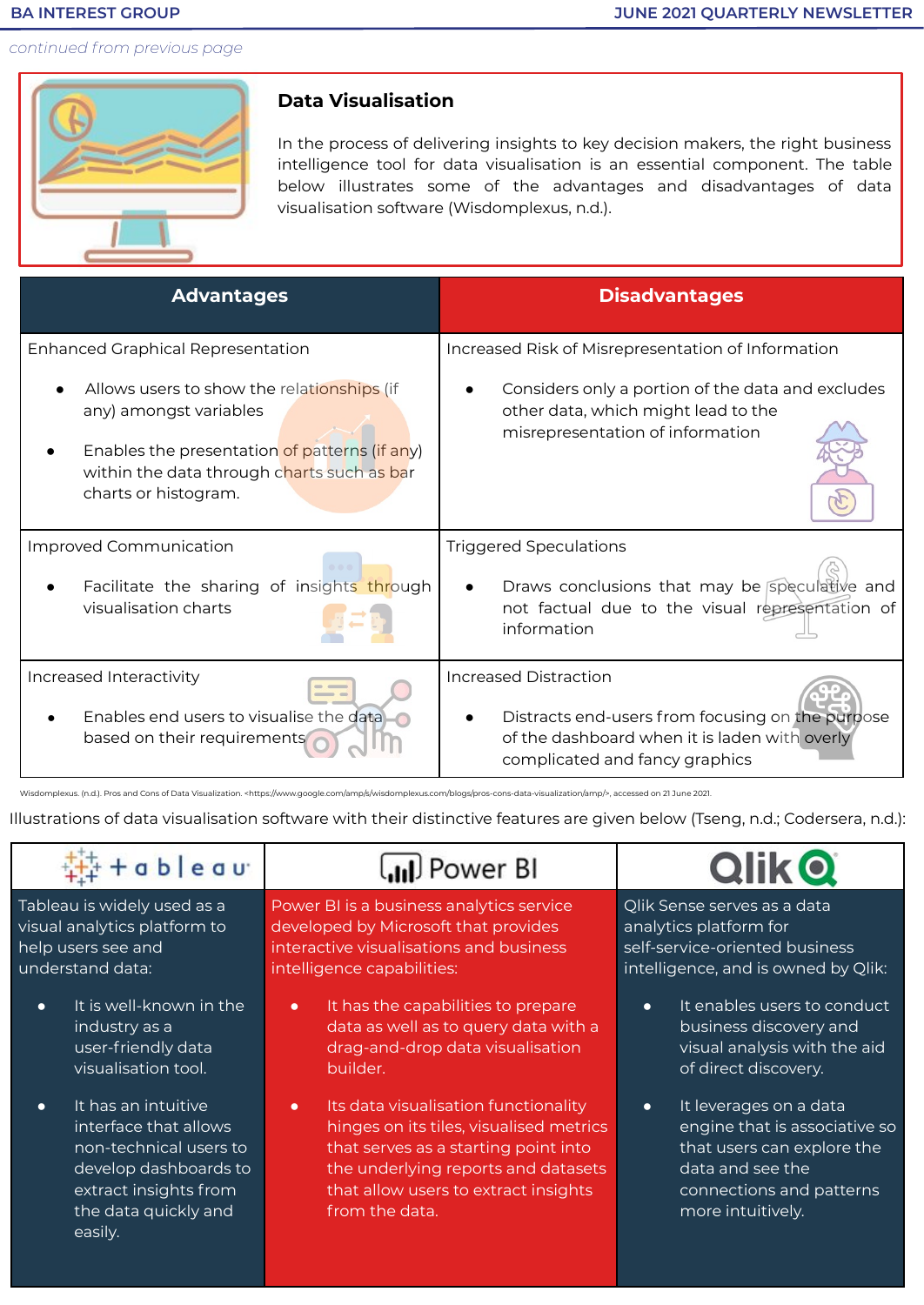*continued from previous page*

## Data Visualisation

In the process of delivering insights to key decision makers, the right business intelligence tool for data visualisation is an essential component. The table below illustrates some of the advantages and disadvantages of data visualisation software (Wisdomplexus, n.d.).

| Advantages | Disadvantages |
|---|---|
| Enhanced Graphical Representation<br>• Allows users to show the relationships (if any) amongst variables<br>• Enables the presentation of patterns (if any) within the data through charts such as bar charts or histogram. | Increased Risk of Misrepresentation of Information<br>• Considers only a portion of the data and excludes other data, which might lead to the misrepresentation of information |
| Improved Communication<br>• Facilitate the sharing of insights through visualisation charts | Triggered Speculations<br>• Draws conclusions that may be speculative and not factual due to the visual representation of information |
| Increased Interactivity<br>• Enables end users to visualise the data based on their requirements | Increased Distraction<br>• Distracts end-users from focusing on the purpose of the dashboard when it is laden with overly complicated and fancy graphics |

Wisdomplexus. (n.d.). Pros and Cons of Data Visualization. <https://www.google.com/amp/s/wisdomplexus.com/blogs/pros-cons-data-visualization/amp/>, accessed on 21 June 2021.

Illustrations of data visualisation software with their distinctive features are given below (Tseng, n.d.; Codersera, n.d.):

| tableau | Power BI | Qlik |
|---|---|---|
| Tableau is widely used as a visual analytics platform to help users see and understand data:<br>• It is well-known in the industry as a user-friendly data visualisation tool.<br>• It has an intuitive interface that allows non-technical users to develop dashboards to extract insights from the data quickly and easily. | Power BI is a business analytics service developed by Microsoft that provides interactive visualisations and business intelligence capabilities:<br>• It has the capabilities to prepare data as well as to query data with a drag-and-drop data visualisation builder.<br>• Its data visualisation functionality hinges on its tiles, visualised metrics that serves as a starting point into the underlying reports and datasets that allow users to extract insights from the data. | Qlik Sense serves as a data analytics platform for self-service-oriented business intelligence, and is owned by Qlik:<br>• It enables users to conduct business discovery and visual analysis with the aid of direct discovery.<br>• It leverages on a data engine that is associative so that users can explore the data and see the connections and patterns more intuitively. |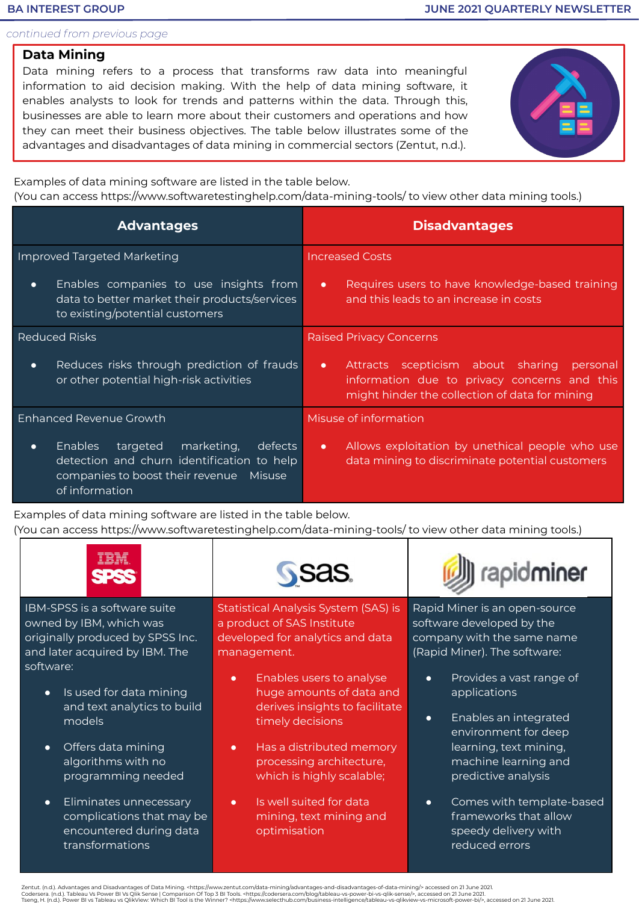*continued from previous page*

## Data Mining

Data mining refers to a process that transforms raw data into meaningful information to aid decision making. With the help of data mining software, it enables analysts to look for trends and patterns within the data. Through this, businesses are able to learn more about their customers and operations and how they can meet their business objectives. The table below illustrates some of the advantages and disadvantages of data mining in commercial sectors (Zentut, n.d.).

Examples of data mining software are listed in the table below.
(You can access https://www.softwaretestinghelp.com/data-mining-tools/ to view other data mining tools.)

| Advantages | Disadvantages |
| --- | --- |
| Improved Targeted Marketing<br><br>• Enables companies to use insights from data to better market their products/services to existing/potential customers | Increased Costs<br><br>• Requires users to have knowledge-based training and this leads to an increase in costs |
| Reduced Risks<br><br>• Reduces risks through prediction of frauds or other potential high-risk activities | Raised Privacy Concerns<br><br>• Attracts scepticism about sharing personal information due to privacy concerns and this might hinder the collection of data for mining |
| Enhanced Revenue Growth<br><br>• Enables targeted marketing, defects detection and churn identification to help companies to boost their revenue Misuse of information | Misuse of information<br><br>• Allows exploitation by unethical people who use data mining to discriminate potential customers |

Examples of data mining software are listed in the table below.
(You can access https://www.softwaretestinghelp.com/data-mining-tools/ to view other data mining tools.)

| IBM SPSS | sas | rapidminer |
| --- | --- | --- |
| IBM-SPSS is a software suite owned by IBM, which was originally produced by SPSS Inc. and later acquired by IBM. The software:<br><br>• Is used for data mining and text analytics to build models<br><br>• Offers data mining algorithms with no programming needed<br><br>• Eliminates unnecessary complications that may be encountered during data transformations | Statistical Analysis System (SAS) is a product of SAS Institute developed for analytics and data management.<br><br>• Enables users to analyse huge amounts of data and derives insights to facilitate timely decisions<br><br>• Has a distributed memory processing architecture, which is highly scalable;<br><br>• Is well suited for data mining, text mining and optimisation | Rapid Miner is an open-source software developed by the company with the same name (Rapid Miner). The software:<br><br>• Provides a vast range of applications<br><br>• Enables an integrated environment for deep learning, text mining, machine learning and predictive analysis<br><br>• Comes with template-based frameworks that allow speedy delivery with reduced errors |

Zentut. (n.d.). Advantages and Disadvantages of Data Mining. <https://www.zentut.com/data-mining/advantages-and-disadvantages-of-data-mining/> accessed on 21 June 2021.
Codersera. (n.d.). Tableau Vs Power BI Vs Qlik Sense | Comparison Of Top 3 BI Tools. <https://codersera.com/blog/tableau-vs-power-bi-vs-qlik-sense/>, accessed on 21 June 2021.
Tseng, H. (n.d.). Power BI vs Tableau vs QlikView: Which BI Tool is the Winner? <https://www.selecthub.com/business-intelligence/tableau-vs-qlikview-vs-microsoft-power-bi/>, accessed on 21 June 2021.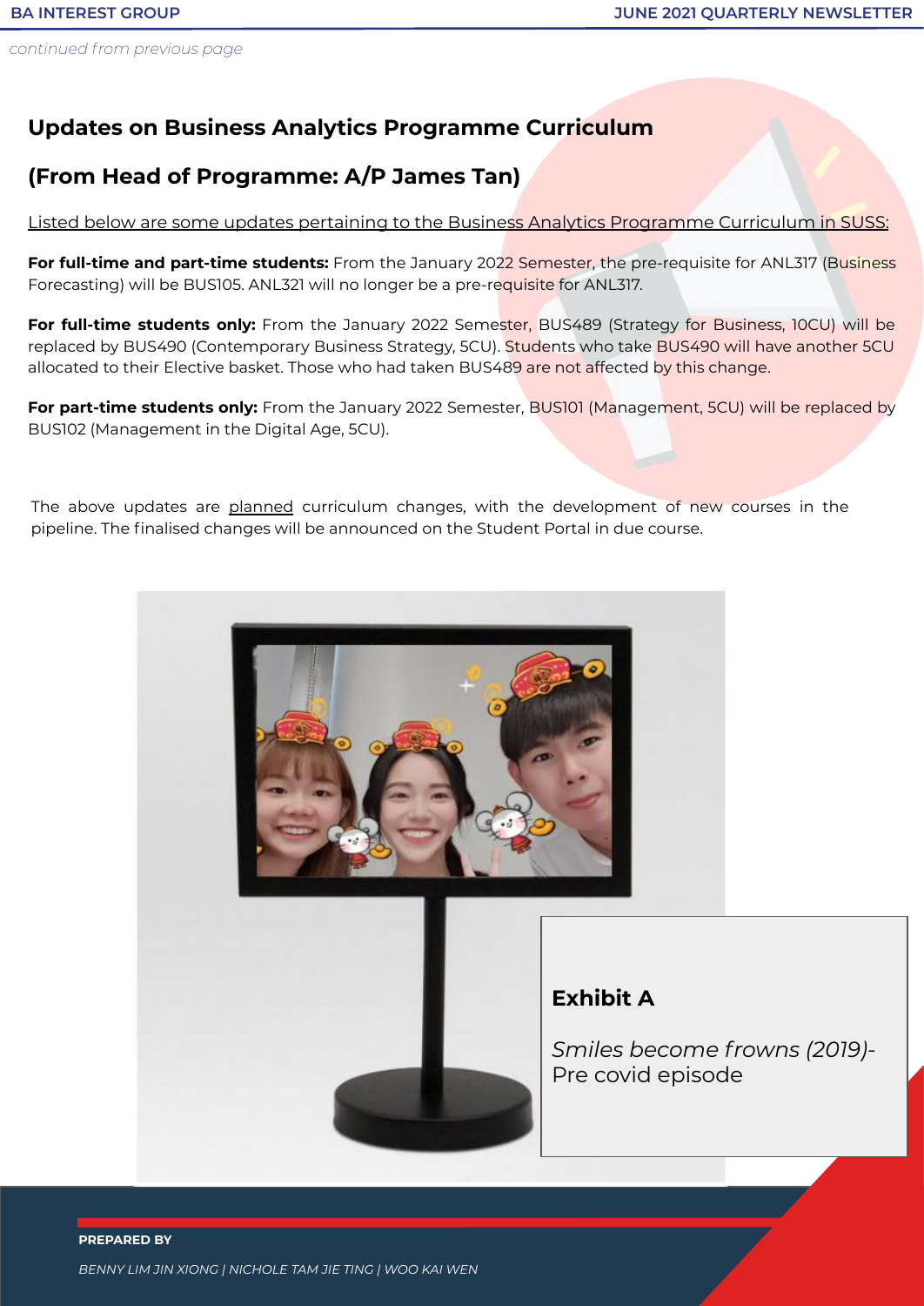*continued from previous page*

## Updates on Business Analytics Programme Curriculum

## (From Head of Programme: A/P James Tan)

Listed below are some updates pertaining to the Business Analytics Programme Curriculum in SUSS:

**For full-time and part-time students:** From the January 2022 Semester, the pre-requisite for ANL317 (Business Forecasting) will be BUS105. ANL321 will no longer be a pre-requisite for ANL317.

**For full-time students only:** From the January 2022 Semester, BUS489 (Strategy for Business, 10CU) will be replaced by BUS490 (Contemporary Business Strategy, 5CU). Students who take BUS490 will have another 5CU allocated to their Elective basket. Those who had taken BUS489 are not affected by this change.

**For part-time students only:** From the January 2022 Semester, BUS101 (Management, 5CU) will be replaced by BUS102 (Management in the Digital Age, 5CU).

The above updates are planned curriculum changes, with the development of new courses in the pipeline. The finalised changes will be announced on the Student Portal in due course.

**Exhibit A**

*Smiles become frowns (2019)-* Pre covid episode

**PREPARED BY**

*BENNY LIM JIN XIONG | NICHOLE TAM JIE TING | WOO KAI WEN*